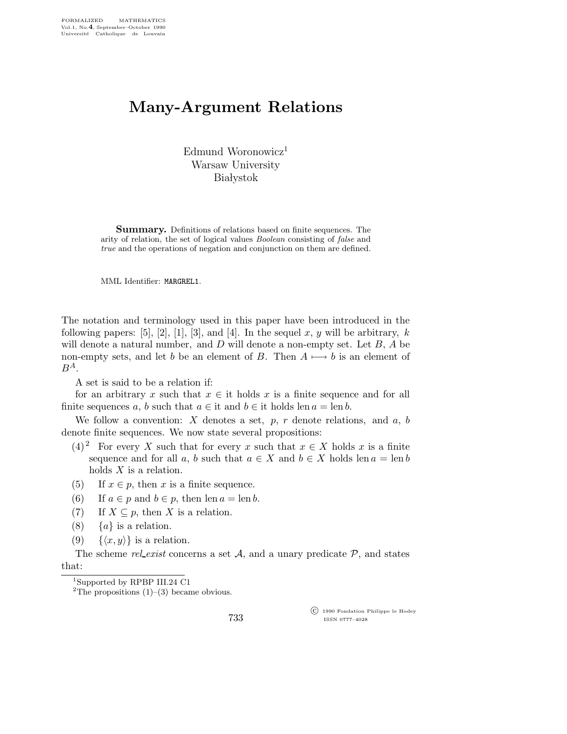# Many-Argument Relations

Edmund Woronowicz[1]
Warsaw University
Białystok

**Summary.** Definitions of relations based on finite sequences. The arity of relation, the set of logical values *Boolean* consisting of *false* and *true* and the operations of negation and conjunction on them are defined.

MML Identifier: MARGREL1.

The notation and terminology used in this paper have been introduced in the following papers: [5], [2], [1], [3], and [4]. In the sequel $x$, $y$ will be arbitrary, $k$ will denote a natural number, and $D$ will denote a non-empty set. Let $B$, $A$ be non-empty sets, and let $b$ be an element of $B$. Then $A \longmapsto b$ is an element of $B^A$.

A set is said to be a relation if:

for an arbitrary $x$ such that $x \in$ it holds $x$ is a finite sequence and for all finite sequences $a$, $b$ such that $a \in$ it and $b \in$ it holds $\operatorname{len} a = \operatorname{len} b$.

We follow a convention: $X$ denotes a set, $p$, $r$ denote relations, and $a$, $b$ denote finite sequences. We now state several propositions:

(4)[2] For every $X$ such that for every $x$ such that $x \in X$ holds $x$ is a finite sequence and for all $a$, $b$ such that $a \in X$ and $b \in X$ holds $\operatorname{len} a = \operatorname{len} b$ holds $X$ is a relation.

(5) If $x \in p$, then $x$ is a finite sequence.

(6) If $a \in p$ and $b \in p$, then $\operatorname{len} a = \operatorname{len} b$.

(7) If $X \subseteq p$, then $X$ is a relation.

(8) $\{a\}$ is a relation.

(9) $\{\langle x, y \rangle\}$ is a relation.

The scheme *rel_exist* concerns a set $\mathcal{A}$, and a unary predicate $\mathcal{P}$, and states that:

[1] Supported by RPBP III.24 C1

[2] The propositions (1)–(3) became obvious.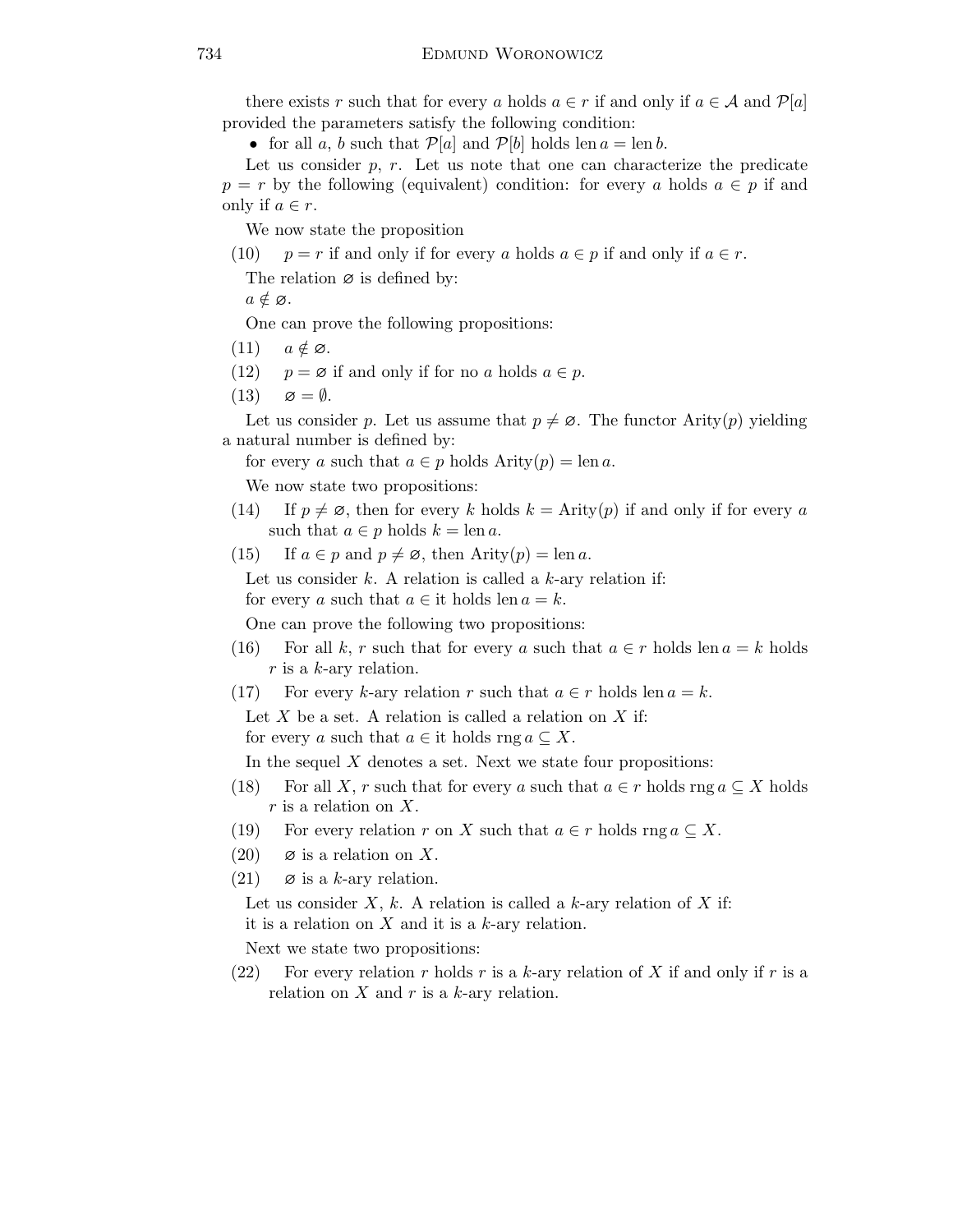there exists $r$ such that for every $a$ holds $a \in r$ if and only if $a \in \mathcal{A}$ and $\mathcal{P}[a]$ provided the parameters satisfy the following condition:

- for all $a$, $b$ such that $\mathcal{P}[a]$ and $\mathcal{P}[b]$ holds $\operatorname{len} a = \operatorname{len} b$.

Let us consider $p$, $r$. Let us note that one can characterize the predicate $p = r$ by the following (equivalent) condition: for every $a$ holds $a \in p$ if and only if $a \in r$.

We now state the proposition

(10) $p = r$ if and only if for every $a$ holds $a \in p$ if and only if $a \in r$.

The relation $\varnothing$ is defined by:

$a \notin \varnothing$.

One can prove the following propositions:

(11) $a \notin \varnothing$.

(12) $p = \varnothing$ if and only if for no $a$ holds $a \in p$.

(13) $\varnothing = \emptyset$.

Let us consider $p$. Let us assume that $p \neq \varnothing$. The functor $\operatorname{Arity}(p)$ yielding a natural number is defined by:

for every $a$ such that $a \in p$ holds $\operatorname{Arity}(p) = \operatorname{len} a$.

We now state two propositions:

(14) If $p \neq \varnothing$, then for every $k$ holds $k = \operatorname{Arity}(p)$ if and only if for every $a$ such that $a \in p$ holds $k = \operatorname{len} a$.

(15) If $a \in p$ and $p \neq \varnothing$, then $\operatorname{Arity}(p) = \operatorname{len} a$.

Let us consider $k$. A relation is called a $k$-ary relation if:

for every $a$ such that $a \in$ it holds $\operatorname{len} a = k$.

One can prove the following two propositions:

(16) For all $k$, $r$ such that for every $a$ such that $a \in r$ holds $\operatorname{len} a = k$ holds $r$ is a $k$-ary relation.

(17) For every $k$-ary relation $r$ such that $a \in r$ holds $\operatorname{len} a = k$.

Let $X$ be a set. A relation is called a relation on $X$ if:

for every $a$ such that $a \in$ it holds $\operatorname{rng} a \subseteq X$.

In the sequel $X$ denotes a set. Next we state four propositions:

(18) For all $X$, $r$ such that for every $a$ such that $a \in r$ holds $\operatorname{rng} a \subseteq X$ holds $r$ is a relation on $X$.

(19) For every relation $r$ on $X$ such that $a \in r$ holds $\operatorname{rng} a \subseteq X$.

(20) $\varnothing$ is a relation on $X$.

(21) $\varnothing$ is a $k$-ary relation.

Let us consider $X$, $k$. A relation is called a $k$-ary relation of $X$ if:

it is a relation on $X$ and it is a $k$-ary relation.

Next we state two propositions:

(22) For every relation $r$ holds $r$ is a $k$-ary relation of $X$ if and only if $r$ is a relation on $X$ and $r$ is a $k$-ary relation.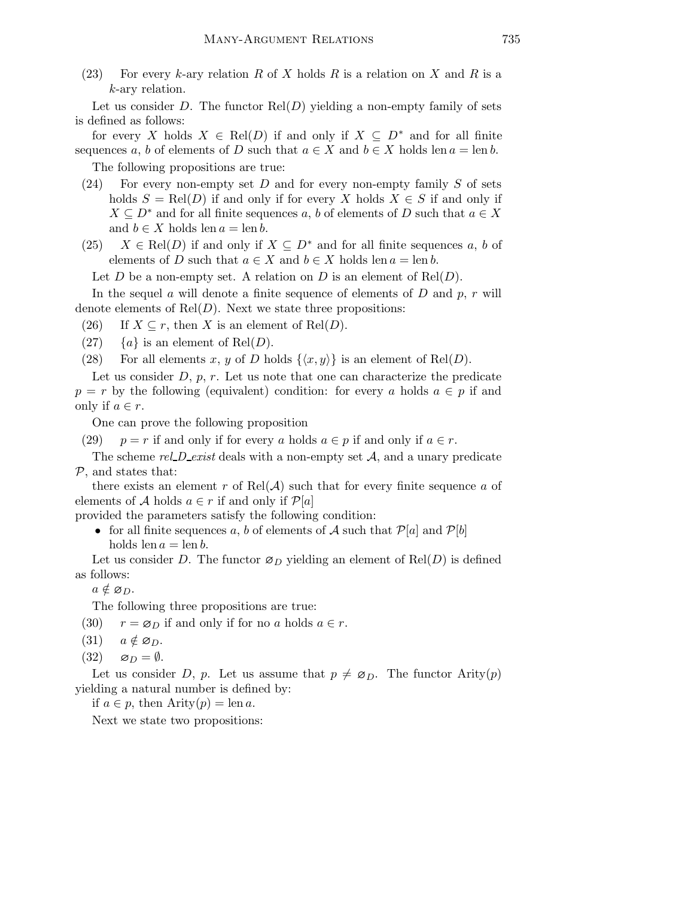(23) For every $k$-ary relation $R$ of $X$ holds $R$ is a relation on $X$ and $R$ is a $k$-ary relation.

Let us consider $D$. The functor $\mathrm{Rel}(D)$ yielding a non-empty family of sets is defined as follows:

for every $X$ holds $X \in \mathrm{Rel}(D)$ if and only if $X \subseteq D^*$ and for all finite sequences $a$, $b$ of elements of $D$ such that $a \in X$ and $b \in X$ holds $\mathrm{len}\, a = \mathrm{len}\, b$.

The following propositions are true:

(24) For every non-empty set $D$ and for every non-empty family $S$ of sets holds $S = \mathrm{Rel}(D)$ if and only if for every $X$ holds $X \in S$ if and only if $X \subseteq D^*$ and for all finite sequences $a$, $b$ of elements of $D$ such that $a \in X$ and $b \in X$ holds $\mathrm{len}\, a = \mathrm{len}\, b$.

(25) $X \in \mathrm{Rel}(D)$ if and only if $X \subseteq D^*$ and for all finite sequences $a$, $b$ of elements of $D$ such that $a \in X$ and $b \in X$ holds $\mathrm{len}\, a = \mathrm{len}\, b$.

Let $D$ be a non-empty set. A relation on $D$ is an element of $\mathrm{Rel}(D)$.

In the sequel $a$ will denote a finite sequence of elements of $D$ and $p$, $r$ will denote elements of $\mathrm{Rel}(D)$. Next we state three propositions:

(26) If $X \subseteq r$, then $X$ is an element of $\mathrm{Rel}(D)$.

(27) $\{a\}$ is an element of $\mathrm{Rel}(D)$.

(28) For all elements $x$, $y$ of $D$ holds $\{\langle x, y\rangle\}$ is an element of $\mathrm{Rel}(D)$.

Let us consider $D$, $p$, $r$. Let us note that one can characterize the predicate $p = r$ by the following (equivalent) condition: for every $a$ holds $a \in p$ if and only if $a \in r$.

One can prove the following proposition

(29) $p = r$ if and only if for every $a$ holds $a \in p$ if and only if $a \in r$.

The scheme *rel_D_exist* deals with a non-empty set $\mathcal{A}$, and a unary predicate $\mathcal{P}$, and states that:

there exists an element $r$ of $\mathrm{Rel}(\mathcal{A})$ such that for every finite sequence $a$ of elements of $\mathcal{A}$ holds $a \in r$ if and only if $\mathcal{P}[a]$

provided the parameters satisfy the following condition:

- for all finite sequences $a$, $b$ of elements of $\mathcal{A}$ such that $\mathcal{P}[a]$ and $\mathcal{P}[b]$ holds $\mathrm{len}\, a = \mathrm{len}\, b$.

Let us consider $D$. The functor $\varnothing_D$ yielding an element of $\mathrm{Rel}(D)$ is defined as follows:

$a \notin \varnothing_D$.

The following three propositions are true:

(30) $r = \varnothing_D$ if and only if for no $a$ holds $a \in r$.

(31) $a \notin \varnothing_D$.

(32) $\varnothing_D = \emptyset$.

Let us consider $D$, $p$. Let us assume that $p \neq \varnothing_D$. The functor $\mathrm{Arity}(p)$ yielding a natural number is defined by:

if $a \in p$, then $\mathrm{Arity}(p) = \mathrm{len}\, a$.

Next we state two propositions: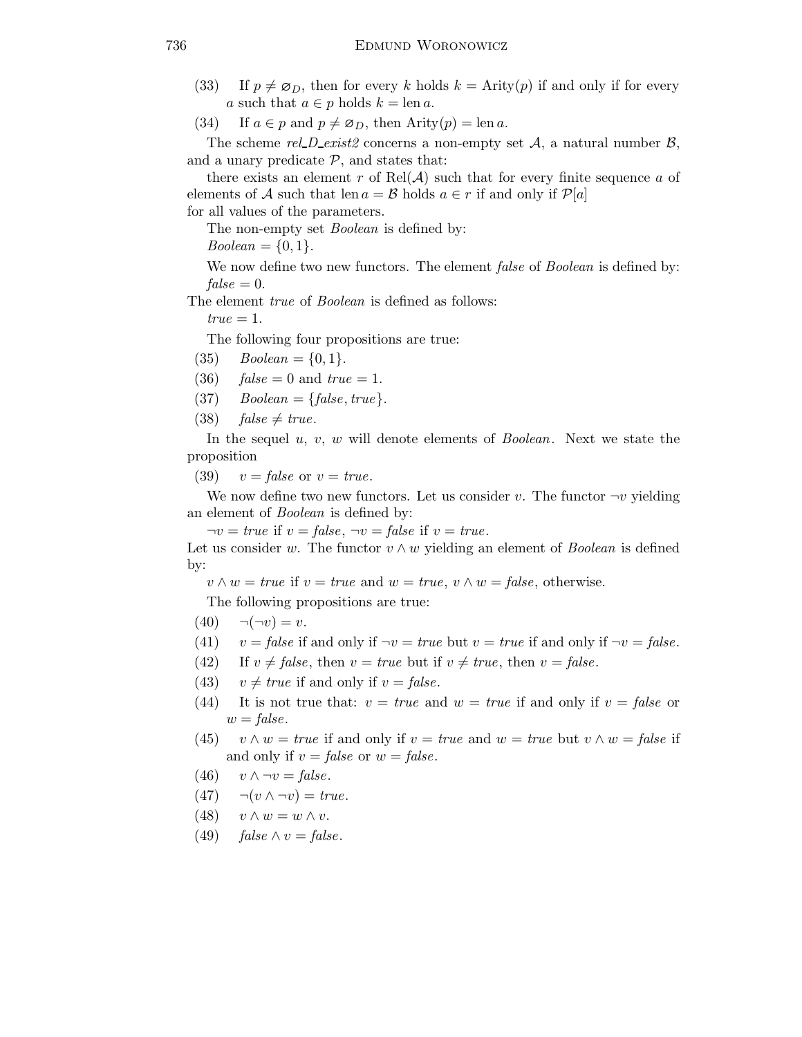(33) If $p \neq \varnothing_D$, then for every $k$ holds $k = \mathrm{Arity}(p)$ if and only if for every $a$ such that $a \in p$ holds $k = \mathrm{len}\, a$.

(34) If $a \in p$ and $p \neq \varnothing_D$, then $\mathrm{Arity}(p) = \mathrm{len}\, a$.

The scheme *rel_D_exist2* concerns a non-empty set $\mathcal{A}$, a natural number $\mathcal{B}$, and a unary predicate $\mathcal{P}$, and states that:

there exists an element $r$ of $\mathrm{Rel}(\mathcal{A})$ such that for every finite sequence $a$ of elements of $\mathcal{A}$ such that $\mathrm{len}\, a = \mathcal{B}$ holds $a \in r$ if and only if $\mathcal{P}[a]$

for all values of the parameters.

The non-empty set *Boolean* is defined by:

$\mathit{Boolean} = \{0, 1\}$.

We now define two new functors. The element *false* of *Boolean* is defined by:

$\mathit{false} = 0$.

The element *true* of *Boolean* is defined as follows:

$\mathit{true} = 1$.

The following four propositions are true:

(35) $\mathit{Boolean} = \{0, 1\}$.

(36) $\mathit{false} = 0$ and $\mathit{true} = 1$.

(37) $\mathit{Boolean} = \{\mathit{false}, \mathit{true}\}$.

(38) $\mathit{false} \neq \mathit{true}$.

In the sequel $u$, $v$, $w$ will denote elements of *Boolean*. Next we state the proposition

(39) $v = \mathit{false}$ or $v = \mathit{true}$.

We now define two new functors. Let us consider $v$. The functor $\neg v$ yielding an element of *Boolean* is defined by:

$\neg v = \mathit{true}$ if $v = \mathit{false}$, $\neg v = \mathit{false}$ if $v = \mathit{true}$.

Let us consider $w$. The functor $v \wedge w$ yielding an element of *Boolean* is defined by:

$v \wedge w = \mathit{true}$ if $v = \mathit{true}$ and $w = \mathit{true}$, $v \wedge w = \mathit{false}$, otherwise.

The following propositions are true:

(40) $\neg(\neg v) = v$.

(41) $v = \mathit{false}$ if and only if $\neg v = \mathit{true}$ but $v = \mathit{true}$ if and only if $\neg v = \mathit{false}$.

(42) If $v \neq \mathit{false}$, then $v = \mathit{true}$ but if $v \neq \mathit{true}$, then $v = \mathit{false}$.

(43) $v \neq \mathit{true}$ if and only if $v = \mathit{false}$.

(44) It is not true that: $v = \mathit{true}$ and $w = \mathit{true}$ if and only if $v = \mathit{false}$ or $w = \mathit{false}$.

(45) $v \wedge w = \mathit{true}$ if and only if $v = \mathit{true}$ and $w = \mathit{true}$ but $v \wedge w = \mathit{false}$ if and only if $v = \mathit{false}$ or $w = \mathit{false}$.

(46) $v \wedge \neg v = \mathit{false}$.

(47) $\neg(v \wedge \neg v) = \mathit{true}$.

(48) $v \wedge w = w \wedge v$.

(49) $\mathit{false} \wedge v = \mathit{false}$.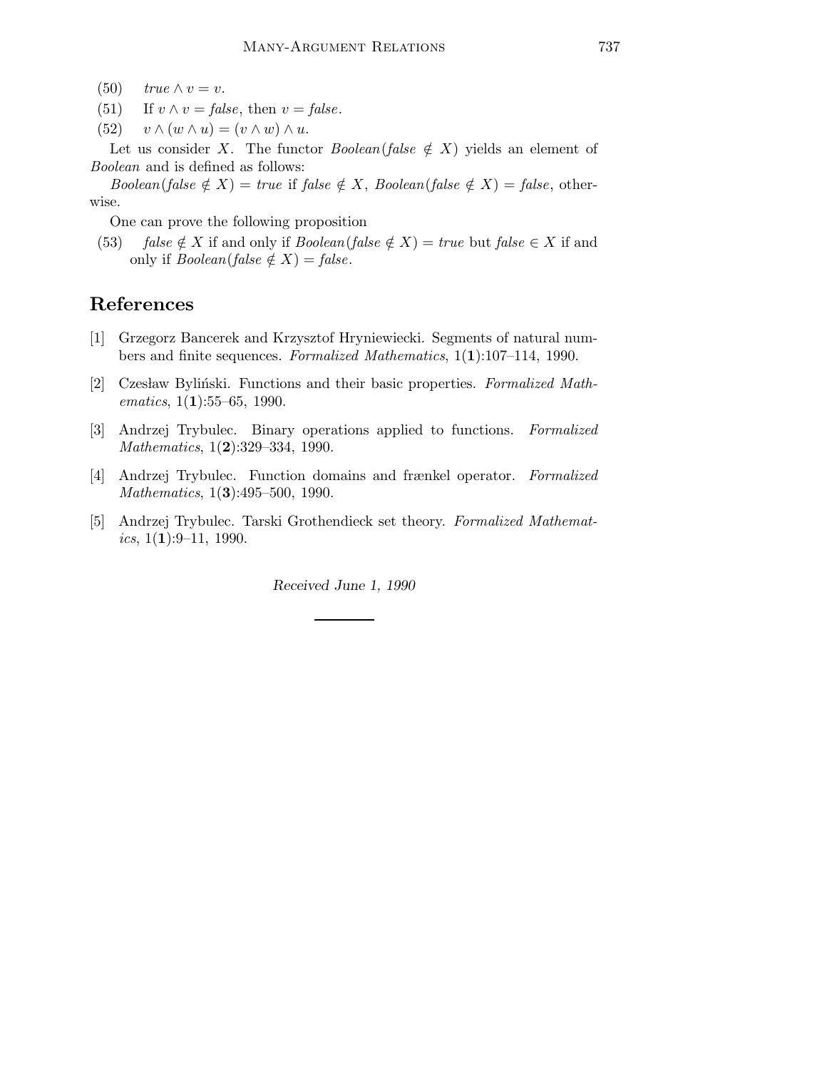(50) $\mathit{true} \wedge v = v$.

(51) If $v \wedge v = \mathit{false}$, then $v = \mathit{false}$.

(52) $v \wedge (w \wedge u) = (v \wedge w) \wedge u$.

Let us consider $X$. The functor $\mathit{Boolean}(\mathit{false} \notin X)$ yields an element of *Boolean* and is defined as follows:

$\mathit{Boolean}(\mathit{false} \notin X) = \mathit{true}$ if $\mathit{false} \notin X$, $\mathit{Boolean}(\mathit{false} \notin X) = \mathit{false}$, otherwise.

One can prove the following proposition

(53) $\mathit{false} \notin X$ if and only if $\mathit{Boolean}(\mathit{false} \notin X) = \mathit{true}$ but $\mathit{false} \in X$ if and only if $\mathit{Boolean}(\mathit{false} \notin X) = \mathit{false}$.

## References

[1] Grzegorz Bancerek and Krzysztof Hryniewiecki. Segments of natural numbers and finite sequences. *Formalized Mathematics*, 1(**1**):107–114, 1990.

[2] Czesław Byliński. Functions and their basic properties. *Formalized Mathematics*, 1(**1**):55–65, 1990.

[3] Andrzej Trybulec. Binary operations applied to functions. *Formalized Mathematics*, 1(**2**):329–334, 1990.

[4] Andrzej Trybulec. Function domains and frænkel operator. *Formalized Mathematics*, 1(**3**):495–500, 1990.

[5] Andrzej Trybulec. Tarski Grothendieck set theory. *Formalized Mathematics*, 1(**1**):9–11, 1990.

*Received June 1, 1990*